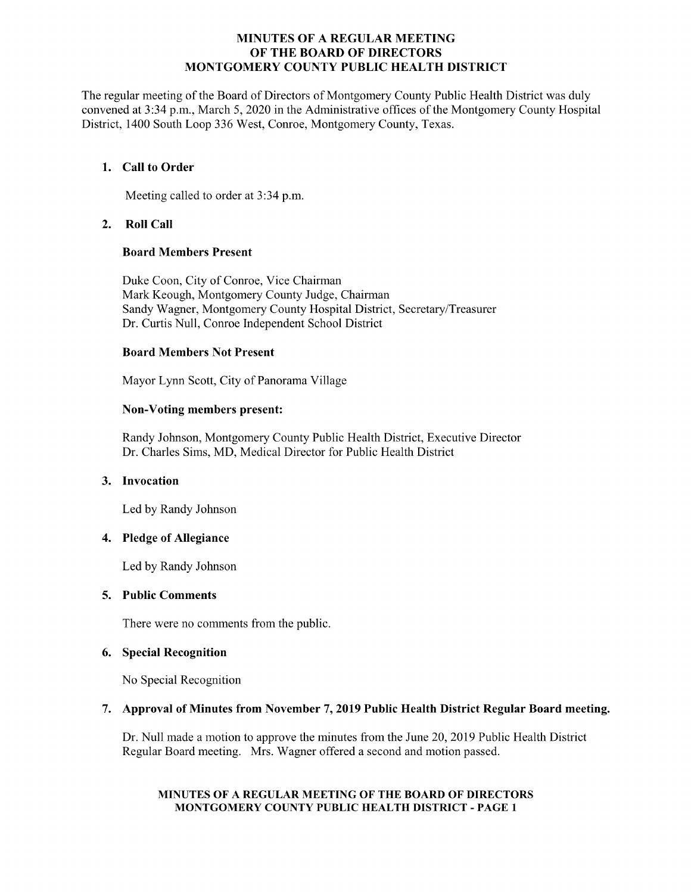# MINUTES OF A REGULAR MEETING OF THE BOARD OF DIRECTORS MONTGOMERY COUNTY PUBLIC HEALTH DISTRICT

The regular meeting of the Board of Directors of Montgomery County Public Health District was duly convened at 3:34 p.m., March 5, 2020 in the Administrative offices of the Montgomery County Hospital District, 1400 South Loop 336 West, Conroe, Montgomery County, Texas.

1. **Call to Order**

   Meeting called to order at 3:34 p.m.

2. **Roll Call**

   **Board Members Present**

   Duke Coon, City of Conroe, Vice Chairman
   Mark Keough, Montgomery County Judge, Chairman
   Sandy Wagner, Montgomery County Hospital District, Secretary/Treasurer
   Dr. Curtis Null, Conroe Independent School District

   **Board Members Not Present**

   Mayor Lynn Scott, City of Panorama Village

   **Non-Voting members present:**

   Randy Johnson, Montgomery County Public Health District, Executive Director
   Dr. Charles Sims, MD, Medical Director for Public Health District

3. **Invocation**

   Led by Randy Johnson

4. **Pledge of Allegiance**

   Led by Randy Johnson

5. **Public Comments**

   There were no comments from the public.

6. **Special Recognition**

   No Special Recognition

7. **Approval of Minutes from November 7, 2019 Public Health District Regular Board meeting.**

   Dr. Null made a motion to approve the minutes from the June 20, 2019 Public Health District Regular Board meeting. Mrs. Wagner offered a second and motion passed.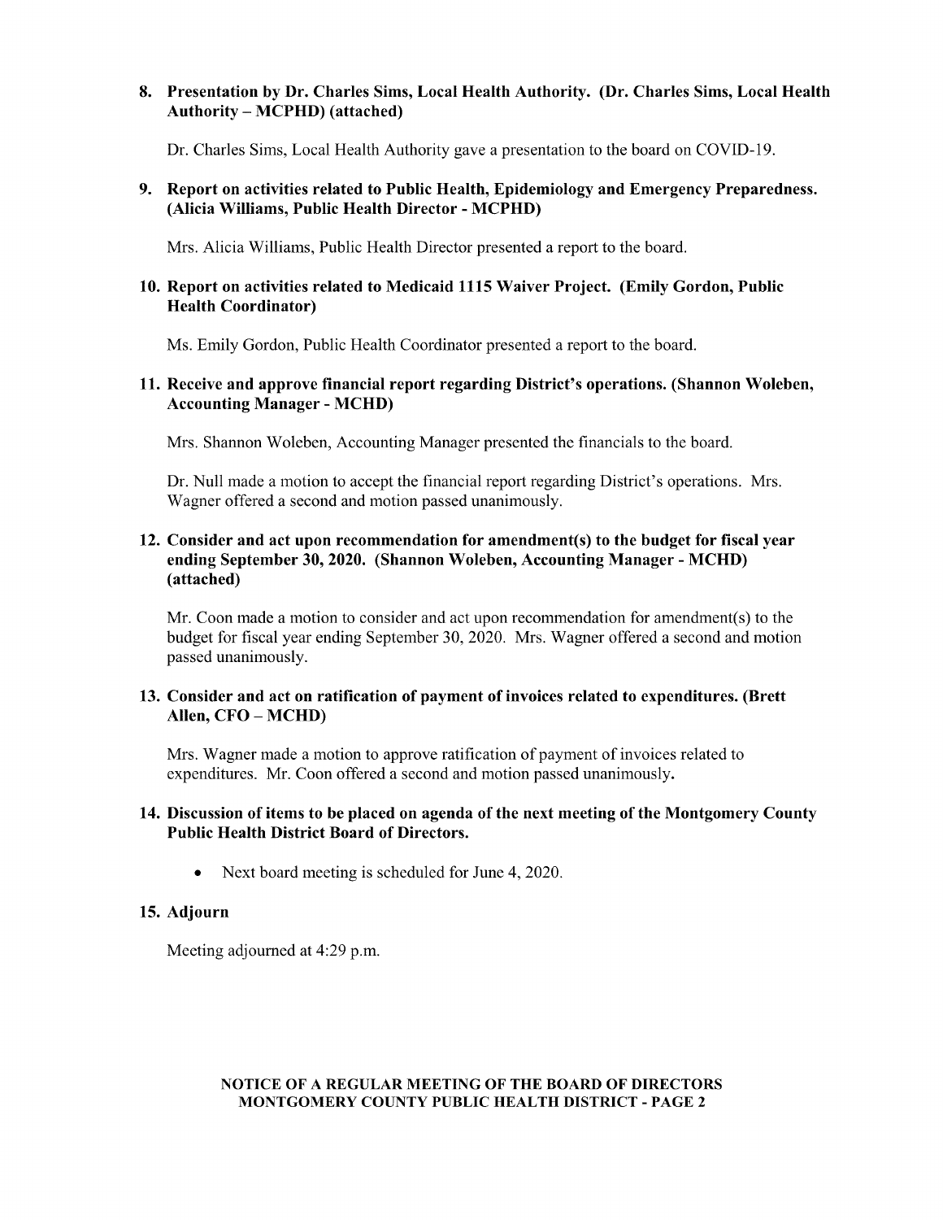**8. Presentation by Dr. Charles Sims, Local Health Authority. (Dr. Charles Sims, Local Health Authority – MCPHD) (attached)**

Dr. Charles Sims, Local Health Authority gave a presentation to the board on COVID-19.

**9. Report on activities related to Public Health, Epidemiology and Emergency Preparedness. (Alicia Williams, Public Health Director - MCPHD)**

Mrs. Alicia Williams, Public Health Director presented a report to the board.

**10. Report on activities related to Medicaid 1115 Waiver Project. (Emily Gordon, Public Health Coordinator)**

Ms. Emily Gordon, Public Health Coordinator presented a report to the board.

**11. Receive and approve financial report regarding District's operations. (Shannon Woleben, Accounting Manager - MCHD)**

Mrs. Shannon Woleben, Accounting Manager presented the financials to the board.

Dr. Null made a motion to accept the financial report regarding District's operations. Mrs. Wagner offered a second and motion passed unanimously.

**12. Consider and act upon recommendation for amendment(s) to the budget for fiscal year ending September 30, 2020. (Shannon Woleben, Accounting Manager - MCHD) (attached)**

Mr. Coon made a motion to consider and act upon recommendation for amendment(s) to the budget for fiscal year ending September 30, 2020. Mrs. Wagner offered a second and motion passed unanimously.

**13. Consider and act on ratification of payment of invoices related to expenditures. (Brett Allen, CFO – MCHD)**

Mrs. Wagner made a motion to approve ratification of payment of invoices related to expenditures. Mr. Coon offered a second and motion passed unanimously.

**14. Discussion of items to be placed on agenda of the next meeting of the Montgomery County Public Health District Board of Directors.**

- Next board meeting is scheduled for June 4, 2020.

**15. Adjourn**

Meeting adjourned at 4:29 p.m.